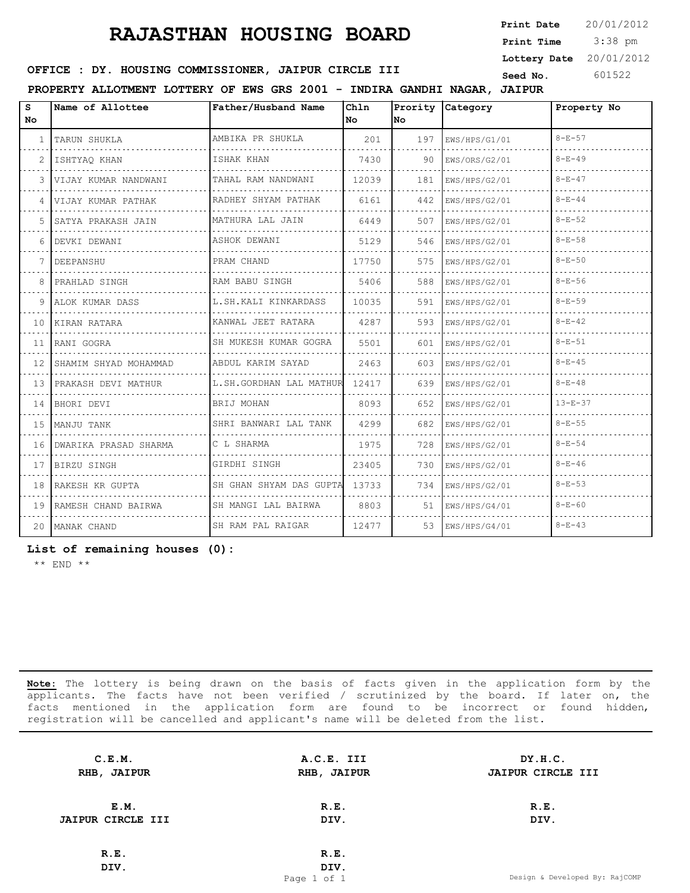# RAJASTHAN HOUSING BOARD

| | |
|---|---|
| **Print Date** | 20/01/2012 |
| **Print Time** | 3:38 pm |
| **Lottery Date** | 20/01/2012 |
| **Seed No.** | 601522 |

**OFFICE : DY. HOUSING COMMISSIONER, JAIPUR CIRCLE III**

**PROPERTY ALLOTMENT LOTTERY OF EWS GRS 2001 - INDIRA GANDHI NAGAR, JAIPUR**

| S No | Name of Allottee | Father/Husband Name | Chln No | Prority No | Category | Property No |
|---|---|---|---|---|---|---|
| 1 | TARUN SHUKLA | AMBIKA PR SHUKLA | 201 | 197 | EWS/HPS/G1/01 | 8-E-57 |
| 2 | ISHTYAQ KHAN | ISHAK KHAN | 7430 | 90 | EWS/ORS/G2/01 | 8-E-49 |
| 3 | VIJAY KUMAR NANDWANI | TAHAL RAM NANDWANI | 12039 | 181 | EWS/HPS/G2/01 | 8-E-47 |
| 4 | VIJAY KUMAR PATHAK | RADHEY SHYAM PATHAK | 6161 | 442 | EWS/HPS/G2/01 | 8-E-44 |
| 5 | SATYA PRAKASH JAIN | MATHURA LAL JAIN | 6449 | 507 | EWS/HPS/G2/01 | 8-E-52 |
| 6 | DEVKI DEWANI | ASHOK DEWANI | 5129 | 546 | EWS/HPS/G2/01 | 8-E-58 |
| 7 | DEEPANSHU | PRAM CHAND | 17750 | 575 | EWS/HPS/G2/01 | 8-E-50 |
| 8 | PRAHLAD SINGH | RAM BABU SINGH | 5406 | 588 | EWS/HPS/G2/01 | 8-E-56 |
| 9 | ALOK KUMAR DASS | L.SH.KALI KINKARDASS | 10035 | 591 | EWS/HPS/G2/01 | 8-E-59 |
| 10 | KIRAN RATARA | KANWAL JEET RATARA | 4287 | 593 | EWS/HPS/G2/01 | 8-E-42 |
| 11 | RANI GOGRA | SH MUKESH KUMAR GOGRA | 5501 | 601 | EWS/HPS/G2/01 | 8-E-51 |
| 12 | SHAMIM SHYAD MOHAMMAD | ABDUL KARIM SAYAD | 2463 | 603 | EWS/HPS/G2/01 | 8-E-45 |
| 13 | PRAKASH DEVI MATHUR | L.SH.GORDHAN LAL MATHUR | 12417 | 639 | EWS/HPS/G2/01 | 8-E-48 |
| 14 | BHORI DEVI | BRIJ MOHAN | 8093 | 652 | EWS/HPS/G2/01 | 13-E-37 |
| 15 | MANJU TANK | SHRI BANWARI LAL TANK | 4299 | 682 | EWS/HPS/G2/01 | 8-E-55 |
| 16 | DWARIKA PRASAD SHARMA | C L SHARMA | 1975 | 728 | EWS/HPS/G2/01 | 8-E-54 |
| 17 | BIRZU SINGH | GIRDHI SINGH | 23405 | 730 | EWS/HPS/G2/01 | 8-E-46 |
| 18 | RAKESH KR GUPTA | SH GHAN SHYAM DAS GUPTA | 13733 | 734 | EWS/HPS/G2/01 | 8-E-53 |
| 19 | RAMESH CHAND BAIRWA | SH MANGI LAL BAIRWA | 8803 | 51 | EWS/HPS/G4/01 | 8-E-60 |
| 20 | MANAK CHAND | SH RAM PAL RAIGAR | 12477 | 53 | EWS/HPS/G4/01 | 8-E-43 |

**List of remaining houses (0):**

** END **

**Note:** The lottery is being drawn on the basis of facts given in the application form by the applicants. The facts have not been verified / scrutinized by the board. If later on, the facts mentioned in the application form are found to be incorrect or found hidden, registration will be cancelled and applicant's name will be deleted from the list.

| | | |
|---|---|---|
| **C.E.M.** **RHB, JAIPUR** | **A.C.E. III** **RHB, JAIPUR** | **DY.H.C.** **JAIPUR CIRCLE III** |
| **E.M.** **JAIPUR CIRCLE III** | **R.E.** **DIV.** | **R.E.** **DIV.** |
| **R.E.** **DIV.** | **R.E.** **DIV.** | |

Design & Developed By: RajCOMP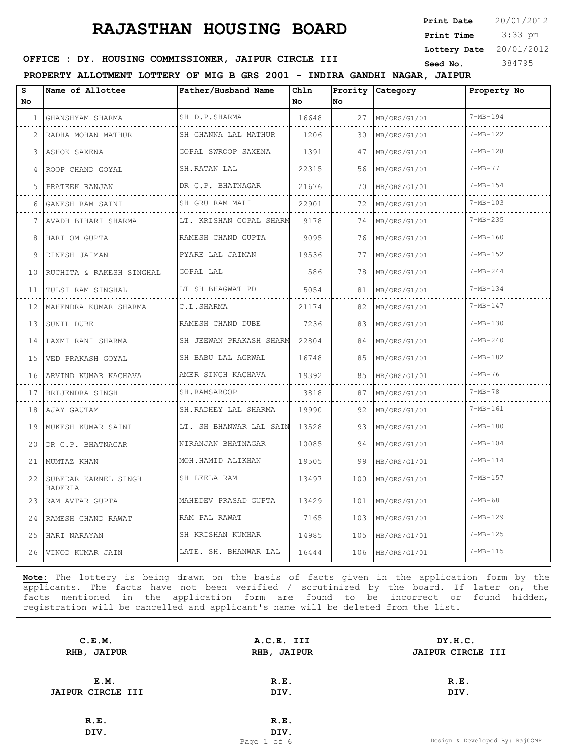# RAJASTHAN HOUSING BOARD

**Print Date** 20/01/2012
**Print Time** 3:33 pm
**Lottery Date** 20/01/2012
**Seed No.** 384795

**OFFICE : DY. HOUSING COMMISSIONER, JAIPUR CIRCLE III**

**PROPERTY ALLOTMENT LOTTERY OF MIG B GRS 2001 - INDIRA GANDHI NAGAR, JAIPUR**

| S No | Name of Allottee | Father/Husband Name | Chln No | Prority No | Category | Property No |
|---|---|---|---|---|---|---|
| 1 | GHANSHYAM SHARMA | SH D.P.SHARMA | 16648 | 27 | MB/ORS/G1/01 | 7-MB-194 |
| 2 | RADHA MOHAN MATHUR | SH GHANNA LAL MATHUR | 1206 | 30 | MB/ORS/G1/01 | 7-MB-122 |
| 3 | ASHOK SAXENA | GOPAL SWROOP SAXENA | 1391 | 47 | MB/ORS/G1/01 | 7-MB-128 |
| 4 | ROOP CHAND GOYAL | SH.RATAN LAL | 22315 | 56 | MB/ORS/G1/01 | 7-MB-77 |
| 5 | PRATEEK RANJAN | DR C.P. BHATNAGAR | 21676 | 70 | MB/ORS/G1/01 | 7-MB-154 |
| 6 | GANESH RAM SAINI | SH GRU RAM MALI | 22901 | 72 | MB/ORS/G1/01 | 7-MB-103 |
| 7 | AVADH BIHARI SHARMA | LT. KRISHAN GOPAL SHARM | 9178 | 74 | MB/ORS/G1/01 | 7-MB-235 |
| 8 | HARI OM GUPTA | RAMESH CHAND GUPTA | 9095 | 76 | MB/ORS/G1/01 | 7-MB-160 |
| 9 | DINESH JAIMAN | PYARE LAL JAIMAN | 19536 | 77 | MB/ORS/G1/01 | 7-MB-152 |
| 10 | RUCHITA & RAKESH SINGHAL | GOPAL LAL | 586 | 78 | MB/ORS/G1/01 | 7-MB-244 |
| 11 | TULSI RAM SINGHAL | LT SH BHAGWAT PD | 5054 | 81 | MB/ORS/G1/01 | 7-MB-134 |
| 12 | MAHENDRA KUMAR SHARMA | C.L.SHARMA | 21174 | 82 | MB/ORS/G1/01 | 7-MB-147 |
| 13 | SUNIL DUBE | RAMESH CHAND DUBE | 7236 | 83 | MB/ORS/G1/01 | 7-MB-130 |
| 14 | LAXMI RANI SHARMA | SH JEEWAN PRAKASH SHARM | 22804 | 84 | MB/ORS/G1/01 | 7-MB-240 |
| 15 | VED PRAKASH GOYAL | SH BABU LAL AGRWAL | 16748 | 85 | MB/ORS/G1/01 | 7-MB-182 |
| 16 | ARVIND KUMAR KACHAVA | AMER SINGH KACHAVA | 19392 | 85 | MB/ORS/G1/01 | 7-MB-76 |
| 17 | BRIJENDRA SINGH | SH.RAMSAROOP | 3818 | 87 | MB/ORS/G1/01 | 7-MB-78 |
| 18 | AJAY GAUTAM | SH.RADHEY LAL SHARMA | 19990 | 92 | MB/ORS/G1/01 | 7-MB-161 |
| 19 | MUKESH KUMAR SAINI | LT. SH BHANWAR LAL SAIN | 13528 | 93 | MB/ORS/G1/01 | 7-MB-180 |
| 20 | DR C.P. BHATNAGAR | NIRANJAN BHATNAGAR | 10085 | 94 | MB/ORS/G1/01 | 7-MB-104 |
| 21 | MUMTAZ KHAN | MOH.HAMID ALIKHAN | 19505 | 99 | MB/ORS/G1/01 | 7-MB-114 |
| 22 | SUBEDAR KARNEL SINGH BADERIA | SH LEELA RAM | 13497 | 100 | MB/ORS/G1/01 | 7-MB-157 |
| 23 | RAM AVTAR GUPTA | MAHEDEV PRASAD GUPTA | 13429 | 101 | MB/ORS/G1/01 | 7-MB-68 |
| 24 | RAMESH CHAND RAWAT | RAM PAL RAWAT | 7165 | 103 | MB/ORS/G1/01 | 7-MB-129 |
| 25 | HARI NARAYAN | SH KRISHAN KUMHAR | 14985 | 105 | MB/ORS/G1/01 | 7-MB-125 |
| 26 | VINOD KUMAR JAIN | LATE. SH. BHANWAR LAL | 16444 | 106 | MB/ORS/G1/01 | 7-MB-115 |

**Note:** The lottery is being drawn on the basis of facts given in the application form by the applicants. The facts have not been verified / scrutinized by the board. If later on, the facts mentioned in the application form are found to be incorrect or found hidden, registration will be cancelled and applicant's name will be deleted from the list.

**C.E.M.**
**RHB, JAIPUR**

**A.C.E. III**
**RHB, JAIPUR**

**DY.H.C.**
**JAIPUR CIRCLE III**

**E.M.**
**JAIPUR CIRCLE III**

**R.E.**
**DIV.**

**R.E.**
**DIV.**

**R.E.**
**DIV.**

**R.E.**
**DIV.**

Design & Developed By: RajCOMP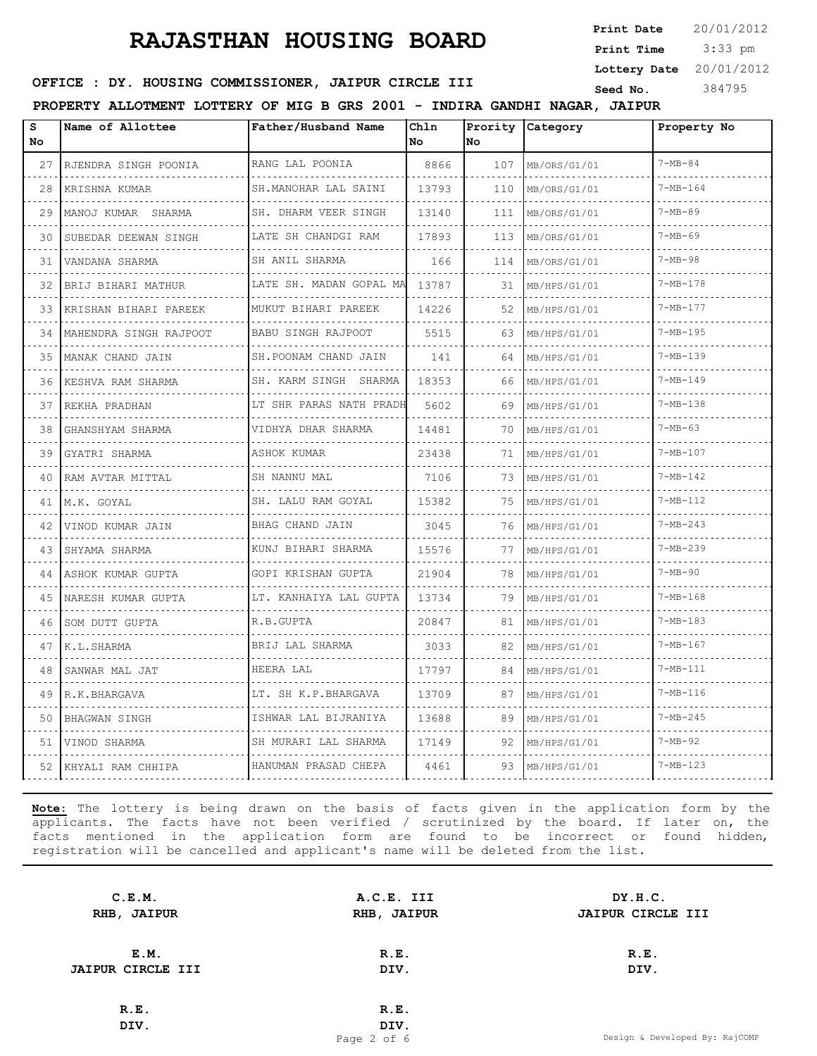# RAJASTHAN HOUSING BOARD

**Print Date** 20/01/2012
**Print Time** 3:33 pm
**Lottery Date** 20/01/2012
**Seed No.** 384795

**OFFICE : DY. HOUSING COMMISSIONER, JAIPUR CIRCLE III**

**PROPERTY ALLOTMENT LOTTERY OF MIG B GRS 2001 - INDIRA GANDHI NAGAR, JAIPUR**

| S No | Name of Allottee | Father/Husband Name | Chln No | Prority No | Category | Property No |
|---|---|---|---|---|---|---|
| 27 | RJENDRA SINGH POONIA | RANG LAL POONIA | 8866 | 107 | MB/ORS/G1/01 | 7-MB-84 |
| 28 | KRISHNA KUMAR | SH.MANOHAR LAL SAINI | 13793 | 110 | MB/ORS/G1/01 | 7-MB-164 |
| 29 | MANOJ KUMAR SHARMA | SH. DHARM VEER SINGH | 13140 | 111 | MB/ORS/G1/01 | 7-MB-89 |
| 30 | SUBEDAR DEEWAN SINGH | LATE SH CHANDGI RAM | 17893 | 113 | MB/ORS/G1/01 | 7-MB-69 |
| 31 | VANDANA SHARMA | SH ANIL SHARMA | 166 | 114 | MB/ORS/G1/01 | 7-MB-98 |
| 32 | BRIJ BIHARI MATHUR | LATE SH. MADAN GOPAL MA | 13787 | 31 | MB/HPS/G1/01 | 7-MB-178 |
| 33 | KRISHAN BIHARI PAREEK | MUKUT BIHARI PAREEK | 14226 | 52 | MB/HPS/G1/01 | 7-MB-177 |
| 34 | MAHENDRA SINGH RAJPOOT | BABU SINGH RAJPOOT | 5515 | 63 | MB/HPS/G1/01 | 7-MB-195 |
| 35 | MANAK CHAND JAIN | SH.POONAM CHAND JAIN | 141 | 64 | MB/HPS/G1/01 | 7-MB-139 |
| 36 | KESHVA RAM SHARMA | SH. KARM SINGH SHARMA | 18353 | 66 | MB/HPS/G1/01 | 7-MB-149 |
| 37 | REKHA PRADHAN | LT SHR PARAS NATH PRADH | 5602 | 69 | MB/HPS/G1/01 | 7-MB-138 |
| 38 | GHANSHYAM SHARMA | VIDHYA DHAR SHARMA | 14481 | 70 | MB/HPS/G1/01 | 7-MB-63 |
| 39 | GYATRI SHARMA | ASHOK KUMAR | 23438 | 71 | MB/HPS/G1/01 | 7-MB-107 |
| 40 | RAM AVTAR MITTAL | SH NANNU MAL | 7106 | 73 | MB/HPS/G1/01 | 7-MB-142 |
| 41 | M.K. GOYAL | SH. LALU RAM GOYAL | 15382 | 75 | MB/HPS/G1/01 | 7-MB-112 |
| 42 | VINOD KUMAR JAIN | BHAG CHAND JAIN | 3045 | 76 | MB/HPS/G1/01 | 7-MB-243 |
| 43 | SHYAMA SHARMA | KUNJ BIHARI SHARMA | 15576 | 77 | MB/HPS/G1/01 | 7-MB-239 |
| 44 | ASHOK KUMAR GUPTA | GOPI KRISHAN GUPTA | 21904 | 78 | MB/HPS/G1/01 | 7-MB-90 |
| 45 | NARESH KUMAR GUPTA | LT. KANHAIYA LAL GUPTA | 13734 | 79 | MB/HPS/G1/01 | 7-MB-168 |
| 46 | SOM DUTT GUPTA | R.B.GUPTA | 20847 | 81 | MB/HPS/G1/01 | 7-MB-183 |
| 47 | K.L.SHARMA | BRIJ LAL SHARMA | 3033 | 82 | MB/HPS/G1/01 | 7-MB-167 |
| 48 | SANWAR MAL JAT | HEERA LAL | 17797 | 84 | MB/HPS/G1/01 | 7-MB-111 |
| 49 | R.K.BHARGAVA | LT. SH K.P.BHARGAVA | 13709 | 87 | MB/HPS/G1/01 | 7-MB-116 |
| 50 | BHAGWAN SINGH | ISHWAR LAL BIJRANIYA | 13688 | 89 | MB/HPS/G1/01 | 7-MB-245 |
| 51 | VINOD SHARMA | SH MURARI LAL SHARMA | 17149 | 92 | MB/HPS/G1/01 | 7-MB-92 |
| 52 | KHYALI RAM CHHIPA | HANUMAN PRASAD CHEPA | 4461 | 93 | MB/HPS/G1/01 | 7-MB-123 |

**Note:** The lottery is being drawn on the basis of facts given in the application form by the applicants. The facts have not been verified / scrutinized by the board. If later on, the facts mentioned in the application form are found to be incorrect or found hidden, registration will be cancelled and applicant's name will be deleted from the list.

| | | |
|---|---|---|
| **C.E.M.** **RHB, JAIPUR** | **A.C.E. III** **RHB, JAIPUR** | **DY.H.C.** **JAIPUR CIRCLE III** |
| **E.M.** **JAIPUR CIRCLE III** | **R.E.** **DIV.** | **R.E.** **DIV.** |
| **R.E.** **DIV.** | **R.E.** **DIV.** | |

Design & Developed By: RajCOMP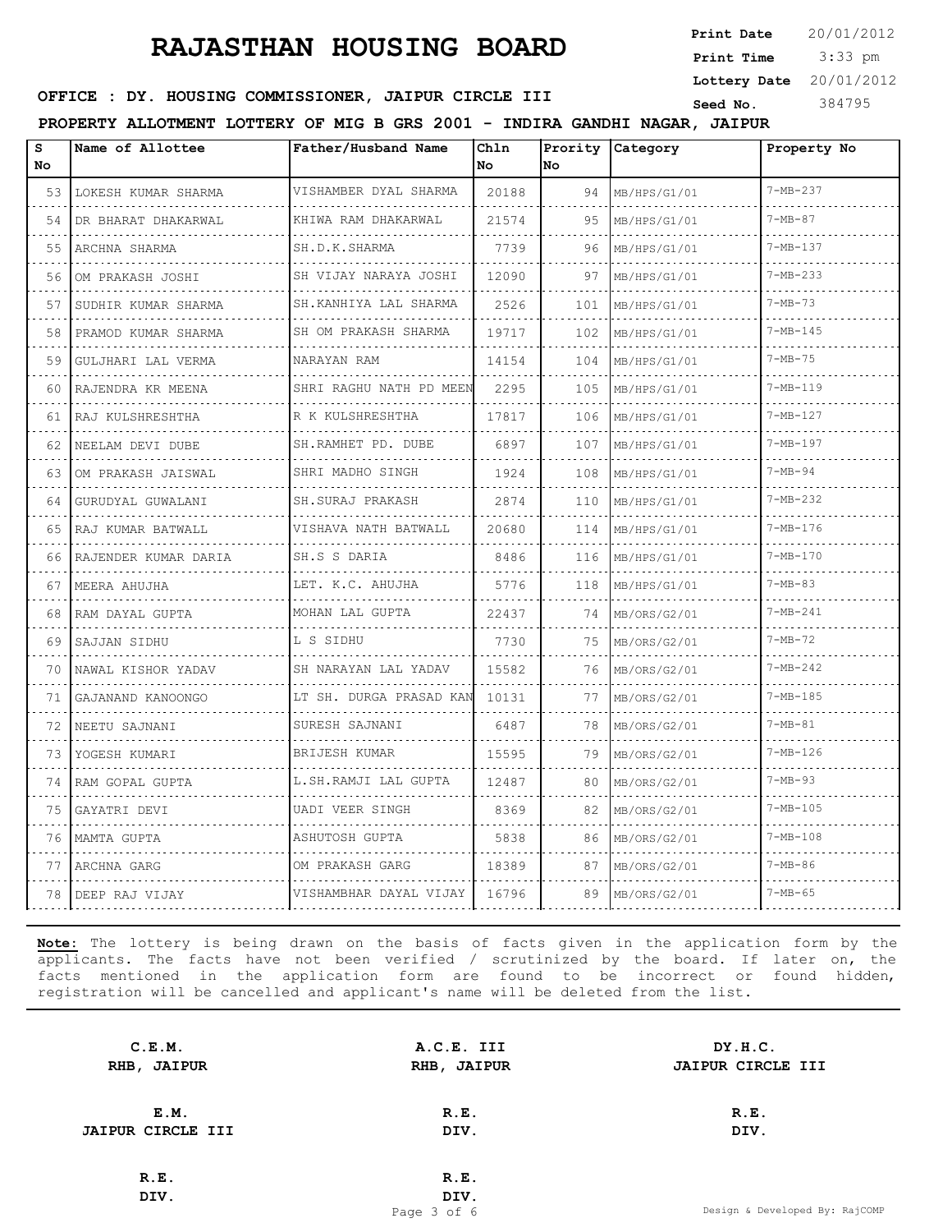# RAJASTHAN HOUSING BOARD

**Print Date** 20/01/2012
**Print Time** 3:33 pm
**Lottery Date** 20/01/2012
**Seed No.** 384795

**OFFICE : DY. HOUSING COMMISSIONER, JAIPUR CIRCLE III**

**PROPERTY ALLOTMENT LOTTERY OF MIG B GRS 2001 - INDIRA GANDHI NAGAR, JAIPUR**

| S No | Name of Allottee | Father/Husband Name | Chln No | Prority No | Category | Property No |
|---|---|---|---|---|---|---|
| 53 | LOKESH KUMAR SHARMA | VISHAMBER DYAL SHARMA | 20188 | 94 | MB/HPS/G1/01 | 7-MB-237 |
| 54 | DR BHARAT DHAKARWAL | KHIWA RAM DHAKARWAL | 21574 | 95 | MB/HPS/G1/01 | 7-MB-87 |
| 55 | ARCHNA SHARMA | SH.D.K.SHARMA | 7739 | 96 | MB/HPS/G1/01 | 7-MB-137 |
| 56 | OM PRAKASH JOSHI | SH VIJAY NARAYA JOSHI | 12090 | 97 | MB/HPS/G1/01 | 7-MB-233 |
| 57 | SUDHIR KUMAR SHARMA | SH.KANHIYA LAL SHARMA | 2526 | 101 | MB/HPS/G1/01 | 7-MB-73 |
| 58 | PRAMOD KUMAR SHARMA | SH OM PRAKASH SHARMA | 19717 | 102 | MB/HPS/G1/01 | 7-MB-145 |
| 59 | GULJHARI LAL VERMA | NARAYAN RAM | 14154 | 104 | MB/HPS/G1/01 | 7-MB-75 |
| 60 | RAJENDRA KR MEENA | SHRI RAGHU NATH PD MEEN | 2295 | 105 | MB/HPS/G1/01 | 7-MB-119 |
| 61 | RAJ KULSHRESHTHA | R K KULSHRESHTHA | 17817 | 106 | MB/HPS/G1/01 | 7-MB-127 |
| 62 | NEELAM DEVI DUBE | SH.RAMHET PD. DUBE | 6897 | 107 | MB/HPS/G1/01 | 7-MB-197 |
| 63 | OM PRAKASH JAISWAL | SHRI MADHO SINGH | 1924 | 108 | MB/HPS/G1/01 | 7-MB-94 |
| 64 | GURUDYAL GUWALANI | SH.SURAJ PRAKASH | 2874 | 110 | MB/HPS/G1/01 | 7-MB-232 |
| 65 | RAJ KUMAR BATWALL | VISHAVA NATH BATWALL | 20680 | 114 | MB/HPS/G1/01 | 7-MB-176 |
| 66 | RAJENDER KUMAR DARIA | SH.S S DARIA | 8486 | 116 | MB/HPS/G1/01 | 7-MB-170 |
| 67 | MEERA AHUJHA | LET. K.C. AHUJHA | 5776 | 118 | MB/HPS/G1/01 | 7-MB-83 |
| 68 | RAM DAYAL GUPTA | MOHAN LAL GUPTA | 22437 | 74 | MB/ORS/G2/01 | 7-MB-241 |
| 69 | SAJJAN SIDHU | L S SIDHU | 7730 | 75 | MB/ORS/G2/01 | 7-MB-72 |
| 70 | NAWAL KISHOR YADAV | SH NARAYAN LAL YADAV | 15582 | 76 | MB/ORS/G2/01 | 7-MB-242 |
| 71 | GAJANAND KANOONGO | LT SH. DURGA PRASAD KAN | 10131 | 77 | MB/ORS/G2/01 | 7-MB-185 |
| 72 | NEETU SAJNANI | SURESH SAJNANI | 6487 | 78 | MB/ORS/G2/01 | 7-MB-81 |
| 73 | YOGESH KUMARI | BRIJESH KUMAR | 15595 | 79 | MB/ORS/G2/01 | 7-MB-126 |
| 74 | RAM GOPAL GUPTA | L.SH.RAMJI LAL GUPTA | 12487 | 80 | MB/ORS/G2/01 | 7-MB-93 |
| 75 | GAYATRI DEVI | UADI VEER SINGH | 8369 | 82 | MB/ORS/G2/01 | 7-MB-105 |
| 76 | MAMTA GUPTA | ASHUTOSH GUPTA | 5838 | 86 | MB/ORS/G2/01 | 7-MB-108 |
| 77 | ARCHNA GARG | OM PRAKASH GARG | 18389 | 87 | MB/ORS/G2/01 | 7-MB-86 |
| 78 | DEEP RAJ VIJAY | VISHAMBHAR DAYAL VIJAY | 16796 | 89 | MB/ORS/G2/01 | 7-MB-65 |

**Note:** The lottery is being drawn on the basis of facts given in the application form by the applicants. The facts have not been verified / scrutinized by the board. If later on, the facts mentioned in the application form are found to be incorrect or found hidden, registration will be cancelled and applicant's name will be deleted from the list.

| | | |
|---|---|---|
| **C.E.M.** **RHB, JAIPUR** | **A.C.E. III** **RHB, JAIPUR** | **DY.H.C.** **JAIPUR CIRCLE III** |
| **E.M.** **JAIPUR CIRCLE III** | **R.E.** **DIV.** | **R.E.** **DIV.** |
| **R.E.** **DIV.** | **R.E.** **DIV.** | |

Design & Developed By: RajCOMP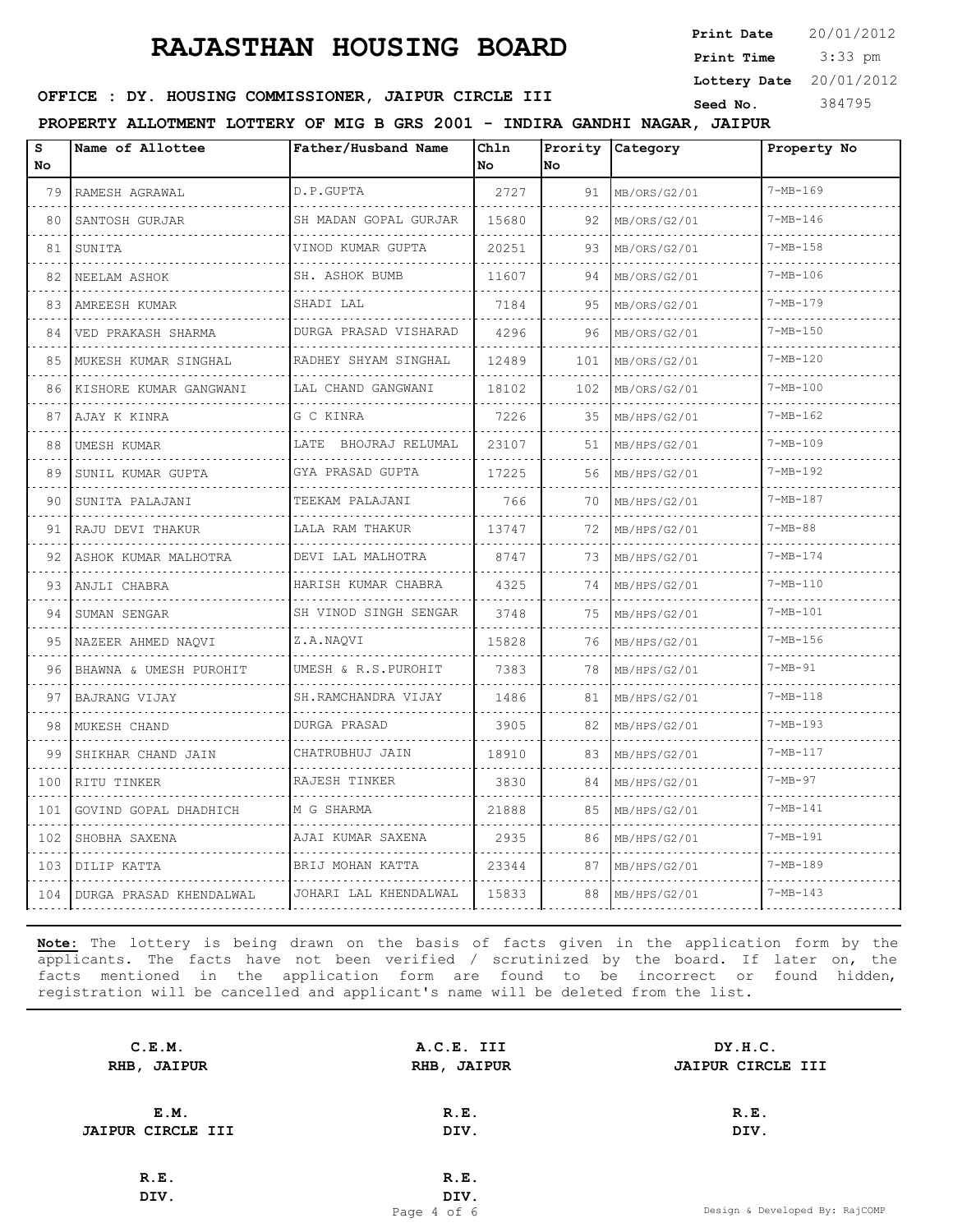# RAJASTHAN HOUSING BOARD

**Print Date** 20/01/2012
**Print Time** 3:33 pm
**Lottery Date** 20/01/2012
**Seed No.** 384795

**OFFICE : DY. HOUSING COMMISSIONER, JAIPUR CIRCLE III**

**PROPERTY ALLOTMENT LOTTERY OF MIG B GRS 2001 - INDIRA GANDHI NAGAR, JAIPUR**

| S No | Name of Allottee | Father/Husband Name | Chln No | Prority No | Category | Property No |
|---|---|---|---|---|---|---|
| 79 | RAMESH AGRAWAL | D.P.GUPTA | 2727 | 91 | MB/ORS/G2/01 | 7-MB-169 |
| 80 | SANTOSH GURJAR | SH MADAN GOPAL GURJAR | 15680 | 92 | MB/ORS/G2/01 | 7-MB-146 |
| 81 | SUNITA | VINOD KUMAR GUPTA | 20251 | 93 | MB/ORS/G2/01 | 7-MB-158 |
| 82 | NEELAM ASHOK | SH. ASHOK BUMB | 11607 | 94 | MB/ORS/G2/01 | 7-MB-106 |
| 83 | AMREESH KUMAR | SHADI LAL | 7184 | 95 | MB/ORS/G2/01 | 7-MB-179 |
| 84 | VED PRAKASH SHARMA | DURGA PRASAD VISHARAD | 4296 | 96 | MB/ORS/G2/01 | 7-MB-150 |
| 85 | MUKESH KUMAR SINGHAL | RADHEY SHYAM SINGHAL | 12489 | 101 | MB/ORS/G2/01 | 7-MB-120 |
| 86 | KISHORE KUMAR GANGWANI | LAL CHAND GANGWANI | 18102 | 102 | MB/ORS/G2/01 | 7-MB-100 |
| 87 | AJAY K KINRA | G C KINRA | 7226 | 35 | MB/HPS/G2/01 | 7-MB-162 |
| 88 | UMESH KUMAR | LATE BHOJRAJ RELUMAL | 23107 | 51 | MB/HPS/G2/01 | 7-MB-109 |
| 89 | SUNIL KUMAR GUPTA | GYA PRASAD GUPTA | 17225 | 56 | MB/HPS/G2/01 | 7-MB-192 |
| 90 | SUNITA PALAJANI | TEEKAM PALAJANI | 766 | 70 | MB/HPS/G2/01 | 7-MB-187 |
| 91 | RAJU DEVI THAKUR | LALA RAM THAKUR | 13747 | 72 | MB/HPS/G2/01 | 7-MB-88 |
| 92 | ASHOK KUMAR MALHOTRA | DEVI LAL MALHOTRA | 8747 | 73 | MB/HPS/G2/01 | 7-MB-174 |
| 93 | ANJLI CHABRA | HARISH KUMAR CHABRA | 4325 | 74 | MB/HPS/G2/01 | 7-MB-110 |
| 94 | SUMAN SENGAR | SH VINOD SINGH SENGAR | 3748 | 75 | MB/HPS/G2/01 | 7-MB-101 |
| 95 | NAZEER AHMED NAQVI | Z.A.NAQVI | 15828 | 76 | MB/HPS/G2/01 | 7-MB-156 |
| 96 | BHAWNA & UMESH PUROHIT | UMESH & R.S.PUROHIT | 7383 | 78 | MB/HPS/G2/01 | 7-MB-91 |
| 97 | BAJRANG VIJAY | SH.RAMCHANDRA VIJAY | 1486 | 81 | MB/HPS/G2/01 | 7-MB-118 |
| 98 | MUKESH CHAND | DURGA PRASAD | 3905 | 82 | MB/HPS/G2/01 | 7-MB-193 |
| 99 | SHIKHAR CHAND JAIN | CHATRUBHUJ JAIN | 18910 | 83 | MB/HPS/G2/01 | 7-MB-117 |
| 100 | RITU TINKER | RAJESH TINKER | 3830 | 84 | MB/HPS/G2/01 | 7-MB-97 |
| 101 | GOVIND GOPAL DHADHICH | M G SHARMA | 21888 | 85 | MB/HPS/G2/01 | 7-MB-141 |
| 102 | SHOBHA SAXENA | AJAI KUMAR SAXENA | 2935 | 86 | MB/HPS/G2/01 | 7-MB-191 |
| 103 | DILIP KATTA | BRIJ MOHAN KATTA | 23344 | 87 | MB/HPS/G2/01 | 7-MB-189 |
| 104 | DURGA PRASAD KHENDALWAL | JOHARI LAL KHENDALWAL | 15833 | 88 | MB/HPS/G2/01 | 7-MB-143 |

**Note:** The lottery is being drawn on the basis of facts given in the application form by the applicants. The facts have not been verified / scrutinized by the board. If later on, the facts mentioned in the application form are found to be incorrect or found hidden, registration will be cancelled and applicant's name will be deleted from the list.

| | | |
|---|---|---|
| **C.E.M.** **RHB, JAIPUR** | **A.C.E. III** **RHB, JAIPUR** | **DY.H.C.** **JAIPUR CIRCLE III** |
| **E.M.** **JAIPUR CIRCLE III** | **R.E.** **DIV.** | **R.E.** **DIV.** |
| **R.E.** **DIV.** | **R.E.** **DIV.** | |

Design & Developed By: RajCOMP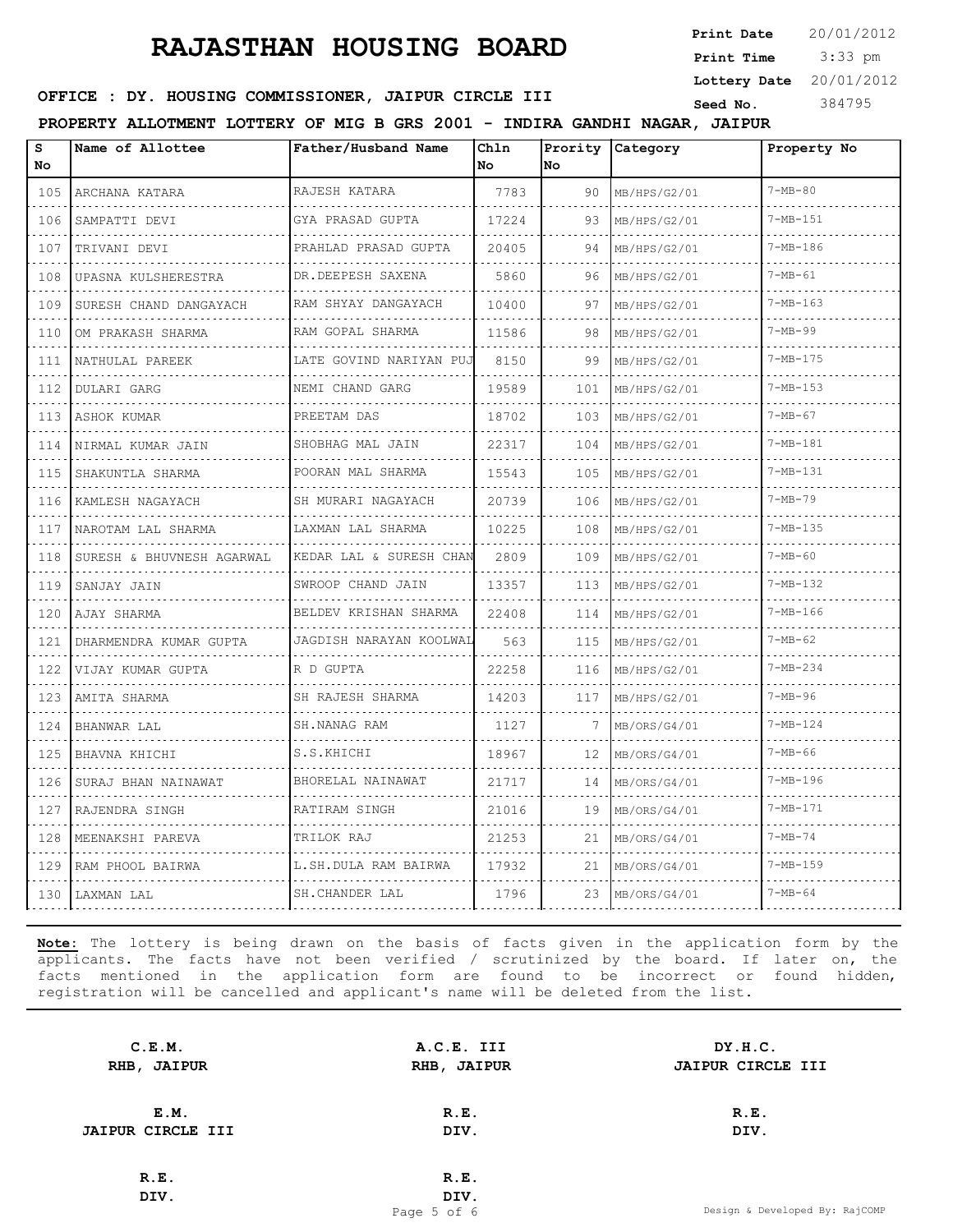# RAJASTHAN HOUSING BOARD

**Print Date** 20/01/2012
**Print Time** 3:33 pm
**Lottery Date** 20/01/2012
**Seed No.** 384795

**OFFICE : DY. HOUSING COMMISSIONER, JAIPUR CIRCLE III**

**PROPERTY ALLOTMENT LOTTERY OF MIG B GRS 2001 - INDIRA GANDHI NAGAR, JAIPUR**

| S No | Name of Allottee | Father/Husband Name | Chln No | Prority No | Category | Property No |
|---|---|---|---|---|---|---|
| 105 | ARCHANA KATARA | RAJESH KATARA | 7783 | 90 | MB/HPS/G2/01 | 7-MB-80 |
| 106 | SAMPATTI DEVI | GYA PRASAD GUPTA | 17224 | 93 | MB/HPS/G2/01 | 7-MB-151 |
| 107 | TRIVANI DEVI | PRAHLAD PRASAD GUPTA | 20405 | 94 | MB/HPS/G2/01 | 7-MB-186 |
| 108 | UPASNA KULSHERESTRA | DR.DEEPESH SAXENA | 5860 | 96 | MB/HPS/G2/01 | 7-MB-61 |
| 109 | SURESH CHAND DANGAYACH | RAM SHYAY DANGAYACH | 10400 | 97 | MB/HPS/G2/01 | 7-MB-163 |
| 110 | OM PRAKASH SHARMA | RAM GOPAL SHARMA | 11586 | 98 | MB/HPS/G2/01 | 7-MB-99 |
| 111 | NATHULAL PAREEK | LATE GOVIND NARIYAN PUJ | 8150 | 99 | MB/HPS/G2/01 | 7-MB-175 |
| 112 | DULARI GARG | NEMI CHAND GARG | 19589 | 101 | MB/HPS/G2/01 | 7-MB-153 |
| 113 | ASHOK KUMAR | PREETAM DAS | 18702 | 103 | MB/HPS/G2/01 | 7-MB-67 |
| 114 | NIRMAL KUMAR JAIN | SHOBHAG MAL JAIN | 22317 | 104 | MB/HPS/G2/01 | 7-MB-181 |
| 115 | SHAKUNTLA SHARMA | POORAN MAL SHARMA | 15543 | 105 | MB/HPS/G2/01 | 7-MB-131 |
| 116 | KAMLESH NAGAYACH | SH MURARI NAGAYACH | 20739 | 106 | MB/HPS/G2/01 | 7-MB-79 |
| 117 | NAROTAM LAL SHARMA | LAXMAN LAL SHARMA | 10225 | 108 | MB/HPS/G2/01 | 7-MB-135 |
| 118 | SURESH & BHUVNESH AGARWAL | KEDAR LAL & SURESH CHAN | 2809 | 109 | MB/HPS/G2/01 | 7-MB-60 |
| 119 | SANJAY JAIN | SWROOP CHAND JAIN | 13357 | 113 | MB/HPS/G2/01 | 7-MB-132 |
| 120 | AJAY SHARMA | BELDEV KRISHAN SHARMA | 22408 | 114 | MB/HPS/G2/01 | 7-MB-166 |
| 121 | DHARMENDRA KUMAR GUPTA | JAGDISH NARAYAN KOOLWAL | 563 | 115 | MB/HPS/G2/01 | 7-MB-62 |
| 122 | VIJAY KUMAR GUPTA | R D GUPTA | 22258 | 116 | MB/HPS/G2/01 | 7-MB-234 |
| 123 | AMITA SHARMA | SH RAJESH SHARMA | 14203 | 117 | MB/HPS/G2/01 | 7-MB-96 |
| 124 | BHANWAR LAL | SH.NANAG RAM | 1127 | 7 | MB/ORS/G4/01 | 7-MB-124 |
| 125 | BHAVNA KHICHI | S.S.KHICHI | 18967 | 12 | MB/ORS/G4/01 | 7-MB-66 |
| 126 | SURAJ BHAN NAINAWAT | BHORELAL NAINAWAT | 21717 | 14 | MB/ORS/G4/01 | 7-MB-196 |
| 127 | RAJENDRA SINGH | RATIRAM SINGH | 21016 | 19 | MB/ORS/G4/01 | 7-MB-171 |
| 128 | MEENAKSHI PAREVA | TRILOK RAJ | 21253 | 21 | MB/ORS/G4/01 | 7-MB-74 |
| 129 | RAM PHOOL BAIRWA | L.SH.DULA RAM BAIRWA | 17932 | 21 | MB/ORS/G4/01 | 7-MB-159 |
| 130 | LAXMAN LAL | SH.CHANDER LAL | 1796 | 23 | MB/ORS/G4/01 | 7-MB-64 |

**Note:** The lottery is being drawn on the basis of facts given in the application form by the applicants. The facts have not been verified / scrutinized by the board. If later on, the facts mentioned in the application form are found to be incorrect or found hidden, registration will be cancelled and applicant's name will be deleted from the list.

| | | |
|---|---|---|
| **C.E.M.**<br>**RHB, JAIPUR** | **A.C.E. III**<br>**RHB, JAIPUR** | **DY.H.C.**<br>**JAIPUR CIRCLE III** |
| **E.M.**<br>**JAIPUR CIRCLE III** | **R.E.**<br>**DIV.** | **R.E.**<br>**DIV.** |
| **R.E.**<br>**DIV.** | **R.E.**<br>**DIV.** | |

Design & Developed By: RajCOMP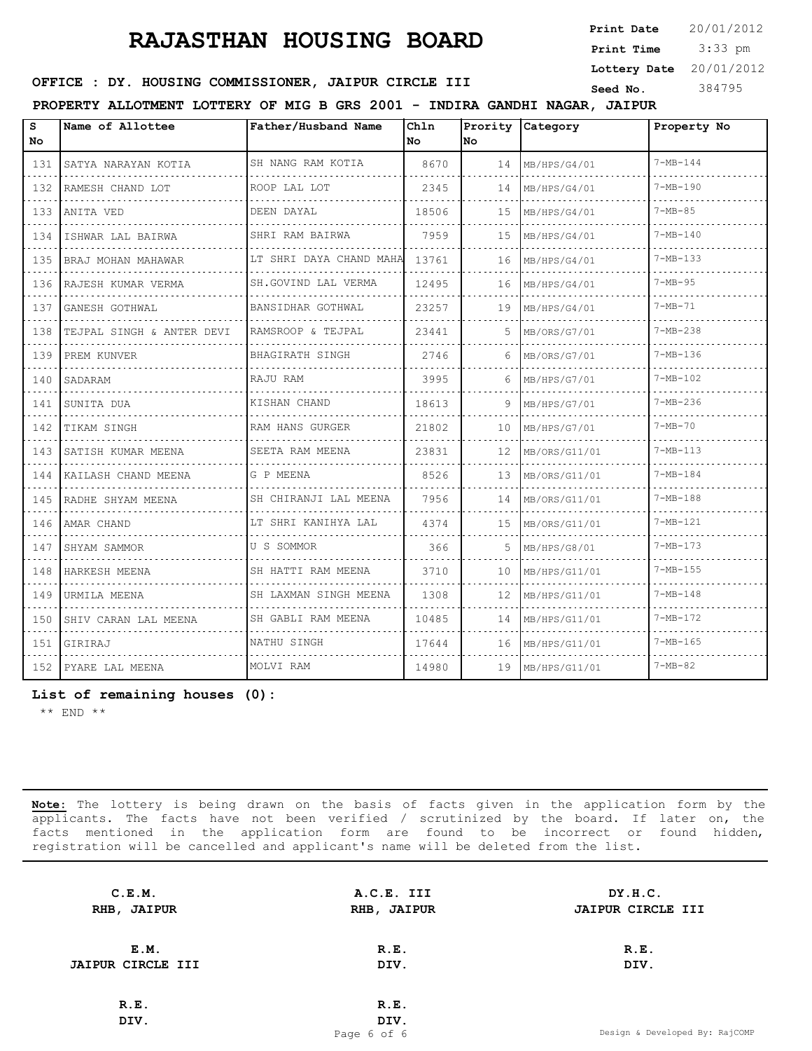# RAJASTHAN HOUSING BOARD

**Print Date** 20/01/2012
**Print Time** 3:33 pm
**Lottery Date** 20/01/2012
**Seed No.** 384795

**OFFICE : DY. HOUSING COMMISSIONER, JAIPUR CIRCLE III**

**PROPERTY ALLOTMENT LOTTERY OF MIG B GRS 2001 - INDIRA GANDHI NAGAR, JAIPUR**

| S No | Name of Allottee | Father/Husband Name | Chln No | Prority No | Category | Property No |
|---|---|---|---|---|---|---|
| 131 | SATYA NARAYAN KOTIA | SH NANG RAM KOTIA | 8670 | 14 | MB/HPS/G4/01 | 7-MB-144 |
| 132 | RAMESH CHAND LOT | ROOP LAL LOT | 2345 | 14 | MB/HPS/G4/01 | 7-MB-190 |
| 133 | ANITA VED | DEEN DAYAL | 18506 | 15 | MB/HPS/G4/01 | 7-MB-85 |
| 134 | ISHWAR LAL BAIRWA | SHRI RAM BAIRWA | 7959 | 15 | MB/HPS/G4/01 | 7-MB-140 |
| 135 | BRAJ MOHAN MAHAWAR | LT SHRI DAYA CHAND MAHA | 13761 | 16 | MB/HPS/G4/01 | 7-MB-133 |
| 136 | RAJESH KUMAR VERMA | SH.GOVIND LAL VERMA | 12495 | 16 | MB/HPS/G4/01 | 7-MB-95 |
| 137 | GANESH GOTHWAL | BANSIDHAR GOTHWAL | 23257 | 19 | MB/HPS/G4/01 | 7-MB-71 |
| 138 | TEJPAL SINGH & ANTER DEVI | RAMSROOP & TEJPAL | 23441 | 5 | MB/ORS/G7/01 | 7-MB-238 |
| 139 | PREM KUNVER | BHAGIRATH SINGH | 2746 | 6 | MB/ORS/G7/01 | 7-MB-136 |
| 140 | SADARAM | RAJU RAM | 3995 | 6 | MB/HPS/G7/01 | 7-MB-102 |
| 141 | SUNITA DUA | KISHAN CHAND | 18613 | 9 | MB/HPS/G7/01 | 7-MB-236 |
| 142 | TIKAM SINGH | RAM HANS GURGER | 21802 | 10 | MB/HPS/G7/01 | 7-MB-70 |
| 143 | SATISH KUMAR MEENA | SEETA RAM MEENA | 23831 | 12 | MB/ORS/G11/01 | 7-MB-113 |
| 144 | KAILASH CHAND MEENA | G P MEENA | 8526 | 13 | MB/ORS/G11/01 | 7-MB-184 |
| 145 | RADHE SHYAM MEENA | SH CHIRANJI LAL MEENA | 7956 | 14 | MB/ORS/G11/01 | 7-MB-188 |
| 146 | AMAR CHAND | LT SHRI KANIHYA LAL | 4374 | 15 | MB/ORS/G11/01 | 7-MB-121 |
| 147 | SHYAM SAMMOR | U S SOMMOR | 366 | 5 | MB/HPS/G8/01 | 7-MB-173 |
| 148 | HARKESH MEENA | SH HATTI RAM MEENA | 3710 | 10 | MB/HPS/G11/01 | 7-MB-155 |
| 149 | URMILA MEENA | SH LAXMAN SINGH MEENA | 1308 | 12 | MB/HPS/G11/01 | 7-MB-148 |
| 150 | SHIV CARAN LAL MEENA | SH GABLI RAM MEENA | 10485 | 14 | MB/HPS/G11/01 | 7-MB-172 |
| 151 | GIRIRAJ | NATHU SINGH | 17644 | 16 | MB/HPS/G11/01 | 7-MB-165 |
| 152 | PYARE LAL MEENA | MOLVI RAM | 14980 | 19 | MB/HPS/G11/01 | 7-MB-82 |

**List of remaining houses (0):**

** END **

**Note**: The lottery is being drawn on the basis of facts given in the application form by the applicants. The facts have not been verified / scrutinized by the board. If later on, the facts mentioned in the application form are found to be incorrect or found hidden, registration will be cancelled and applicant's name will be deleted from the list.

| | | |
|---|---|---|
| **C.E.M.** **RHB, JAIPUR** | **A.C.E. III** **RHB, JAIPUR** | **DY.H.C.** **JAIPUR CIRCLE III** |
| **E.M.** **JAIPUR CIRCLE III** | **R.E.** **DIV.** | **R.E.** **DIV.** |
| **R.E.** **DIV.** | **R.E.** **DIV.** | |

Design & Developed By: RajCOMP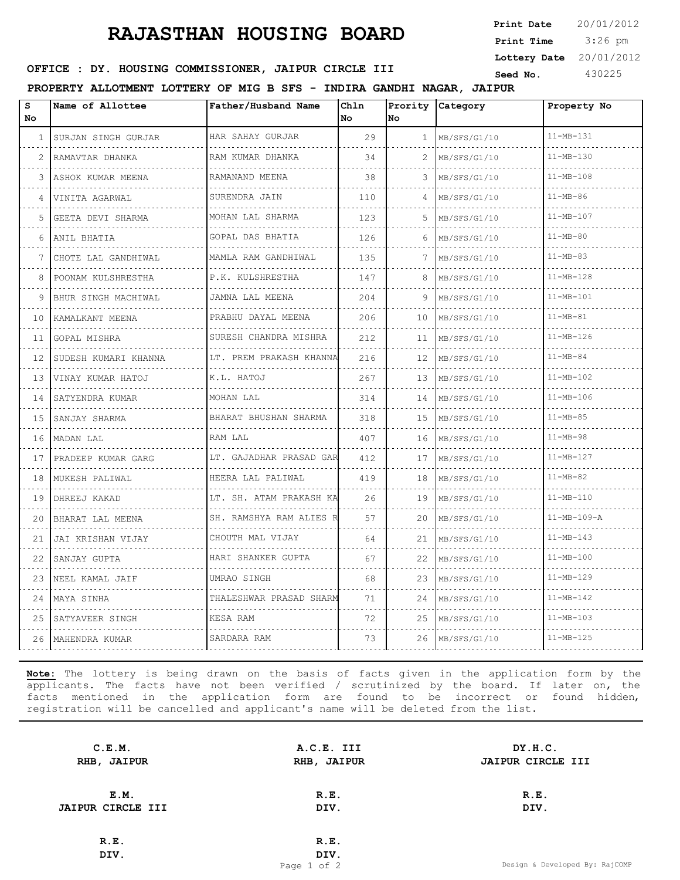# RAJASTHAN HOUSING BOARD

**Print Date** 20/01/2012
**Print Time** 3:26 pm
**Lottery Date** 20/01/2012
**Seed No.** 430225

**OFFICE : DY. HOUSING COMMISSIONER, JAIPUR CIRCLE III**

**PROPERTY ALLOTMENT LOTTERY OF MIG B SFS - INDIRA GANDHI NAGAR, JAIPUR**

| S No | Name of Allottee | Father/Husband Name | Chln No | Prority No | Category | Property No |
|---|---|---|---|---|---|---|
| 1 | SURJAN SINGH GURJAR | HAR SAHAY GURJAR | 29 | 1 | MB/SFS/G1/10 | 11-MB-131 |
| 2 | RAMAVTAR DHANKA | RAM KUMAR DHANKA | 34 | 2 | MB/SFS/G1/10 | 11-MB-130 |
| 3 | ASHOK KUMAR MEENA | RAMANAND MEENA | 38 | 3 | MB/SFS/G1/10 | 11-MB-108 |
| 4 | VINITA AGARWAL | SURENDRA JAIN | 110 | 4 | MB/SFS/G1/10 | 11-MB-86 |
| 5 | GEETA DEVI SHARMA | MOHAN LAL SHARMA | 123 | 5 | MB/SFS/G1/10 | 11-MB-107 |
| 6 | ANIL BHATIA | GOPAL DAS BHATIA | 126 | 6 | MB/SFS/G1/10 | 11-MB-80 |
| 7 | CHOTE LAL GANDHIWAL | MAMLA RAM GANDHIWAL | 135 | 7 | MB/SFS/G1/10 | 11-MB-83 |
| 8 | POONAM KULSHRESTHA | P.K. KULSHRESTHA | 147 | 8 | MB/SFS/G1/10 | 11-MB-128 |
| 9 | BHUR SINGH MACHIWAL | JAMNA LAL MEENA | 204 | 9 | MB/SFS/G1/10 | 11-MB-101 |
| 10 | KAMALKANT MEENA | PRABHU DAYAL MEENA | 206 | 10 | MB/SFS/G1/10 | 11-MB-81 |
| 11 | GOPAL MISHRA | SURESH CHANDRA MISHRA | 212 | 11 | MB/SFS/G1/10 | 11-MB-126 |
| 12 | SUDESH KUMARI KHANNA | LT. PREM PRAKASH KHANNA | 216 | 12 | MB/SFS/G1/10 | 11-MB-84 |
| 13 | VINAY KUMAR HATOJ | K.L. HATOJ | 267 | 13 | MB/SFS/G1/10 | 11-MB-102 |
| 14 | SATYENDRA KUMAR | MOHAN LAL | 314 | 14 | MB/SFS/G1/10 | 11-MB-106 |
| 15 | SANJAY SHARMA | BHARAT BHUSHAN SHARMA | 318 | 15 | MB/SFS/G1/10 | 11-MB-85 |
| 16 | MADAN LAL | RAM LAL | 407 | 16 | MB/SFS/G1/10 | 11-MB-98 |
| 17 | PRADEEP KUMAR GARG | LT. GAJADHAR PRASAD GAR | 412 | 17 | MB/SFS/G1/10 | 11-MB-127 |
| 18 | MUKESH PALIWAL | HEERA LAL PALIWAL | 419 | 18 | MB/SFS/G1/10 | 11-MB-82 |
| 19 | DHREEJ KAKAD | LT. SH. ATAM PRAKASH KA | 26 | 19 | MB/SFS/G1/10 | 11-MB-110 |
| 20 | BHARAT LAL MEENA | SH. RAMSHYA RAM ALIES R | 57 | 20 | MB/SFS/G1/10 | 11-MB-109-A |
| 21 | JAI KRISHAN VIJAY | CHOUTH MAL VIJAY | 64 | 21 | MB/SFS/G1/10 | 11-MB-143 |
| 22 | SANJAY GUPTA | HARI SHANKER GUPTA | 67 | 22 | MB/SFS/G1/10 | 11-MB-100 |
| 23 | NEEL KAMAL JAIF | UMRAO SINGH | 68 | 23 | MB/SFS/G1/10 | 11-MB-129 |
| 24 | MAYA SINHA | THALESHWAR PRASAD SHARM | 71 | 24 | MB/SFS/G1/10 | 11-MB-142 |
| 25 | SATYAVEER SINGH | KESA RAM | 72 | 25 | MB/SFS/G1/10 | 11-MB-103 |
| 26 | MAHENDRA KUMAR | SARDARA RAM | 73 | 26 | MB/SFS/G1/10 | 11-MB-125 |

**Note:** The lottery is being drawn on the basis of facts given in the application form by the applicants. The facts have not been verified / scrutinized by the board. If later on, the facts mentioned in the application form are found to be incorrect or found hidden, registration will be cancelled and applicant's name will be deleted from the list.

| | | |
|---|---|---|
| **C.E.M.**<br>**RHB, JAIPUR** | **A.C.E. III**<br>**RHB, JAIPUR** | **DY.H.C.**<br>**JAIPUR CIRCLE III** |
| **E.M.**<br>**JAIPUR CIRCLE III** | **R.E.**<br>**DIV.** | **R.E.**<br>**DIV.** |
| **R.E.**<br>**DIV.** | **R.E.**<br>**DIV.** | |

Design & Developed By: RajCOMP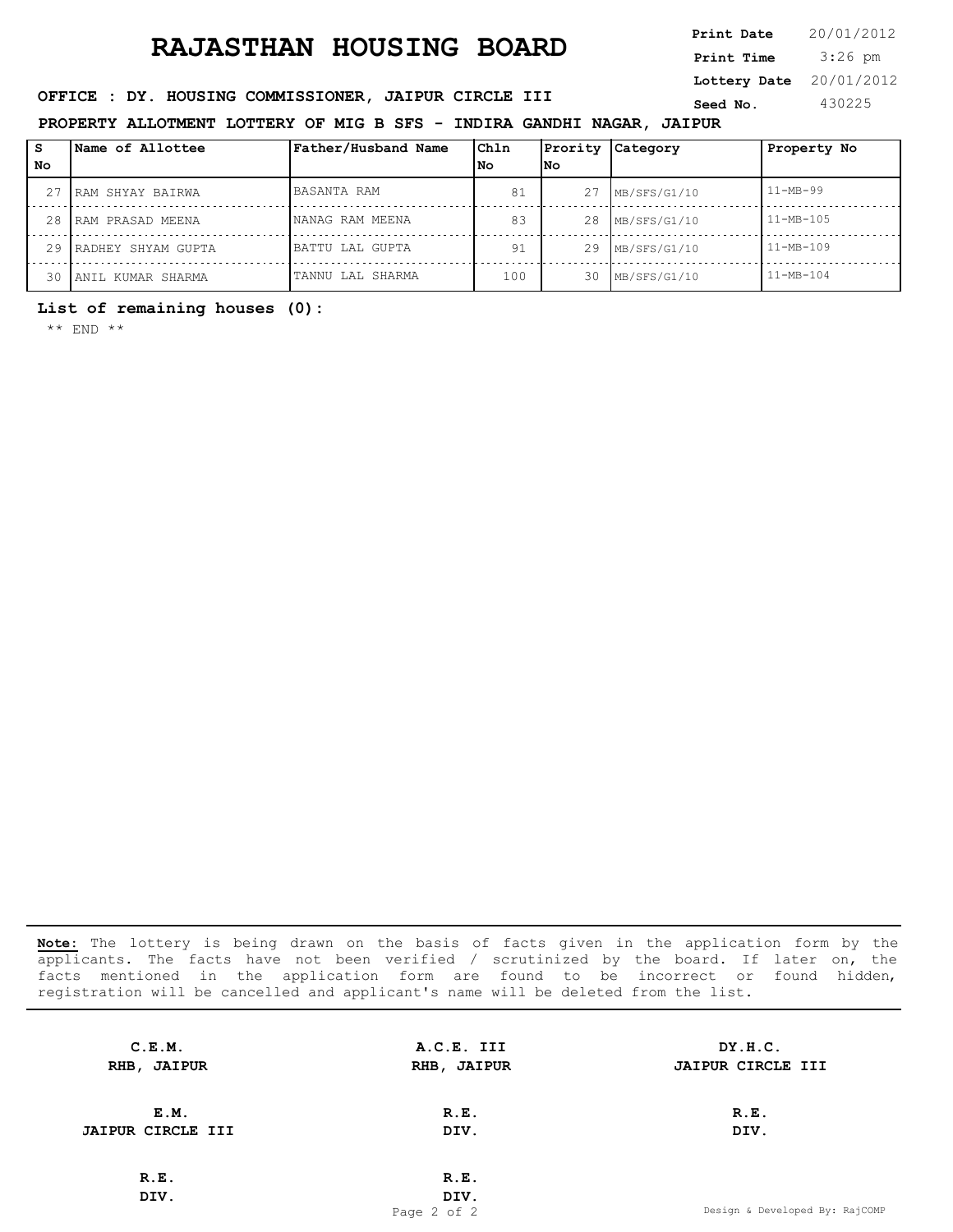# RAJASTHAN HOUSING BOARD

**Print Date** 20/01/2012
**Print Time** 3:26 pm
**Lottery Date** 20/01/2012
**Seed No.** 430225

**OFFICE : DY. HOUSING COMMISSIONER, JAIPUR CIRCLE III**

**PROPERTY ALLOTMENT LOTTERY OF MIG B SFS - INDIRA GANDHI NAGAR, JAIPUR**

| S No | Name of Allottee | Father/Husband Name | Chln No | Prority No | Category | Property No |
|---|---|---|---|---|---|---|
| 27 | RAM SHYAY BAIRWA | BASANTA RAM | 81 | 27 | MB/SFS/G1/10 | 11-MB-99 |
| 28 | RAM PRASAD MEENA | NANAG RAM MEENA | 83 | 28 | MB/SFS/G1/10 | 11-MB-105 |
| 29 | RADHEY SHYAM GUPTA | BATTU LAL GUPTA | 91 | 29 | MB/SFS/G1/10 | 11-MB-109 |
| 30 | ANIL KUMAR SHARMA | TANNU LAL SHARMA | 100 | 30 | MB/SFS/G1/10 | 11-MB-104 |

**List of remaining houses (0):**

** END **

**Note:** The lottery is being drawn on the basis of facts given in the application form by the applicants. The facts have not been verified / scrutinized by the board. If later on, the facts mentioned in the application form are found to be incorrect or found hidden, registration will be cancelled and applicant's name will be deleted from the list.

| | | |
|---|---|---|
| **C.E.M.**<br>**RHB, JAIPUR** | **A.C.E. III**<br>**RHB, JAIPUR** | **DY.H.C.**<br>**JAIPUR CIRCLE III** |
| **E.M.**<br>**JAIPUR CIRCLE III** | **R.E.**<br>**DIV.** | **R.E.**<br>**DIV.** |
| **R.E.**<br>**DIV.** | **R.E.**<br>**DIV.** | |

Design & Developed By: RajCOMP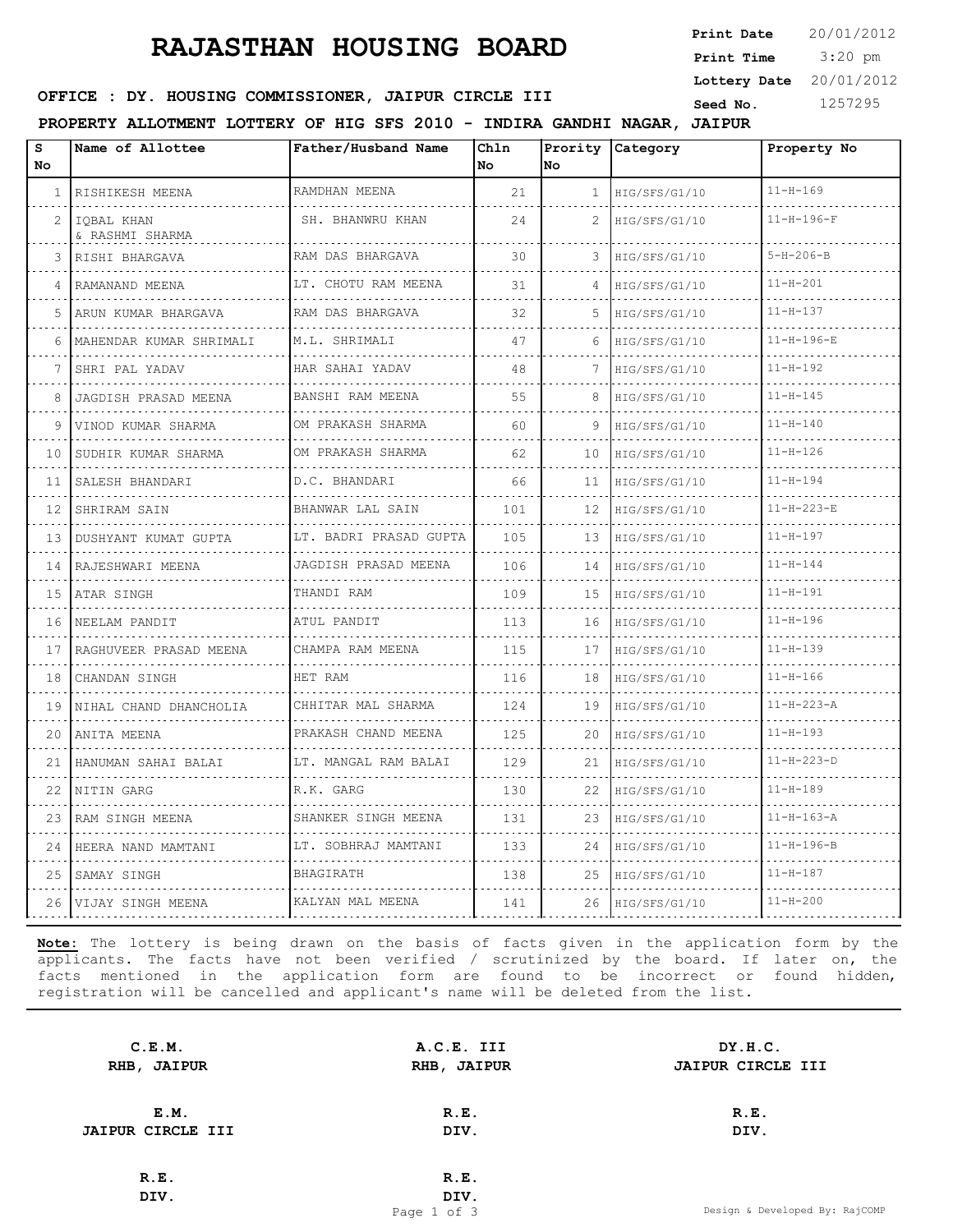# RAJASTHAN HOUSING BOARD

**Print Date** 20/01/2012
**Print Time** 3:20 pm
**Lottery Date** 20/01/2012
**Seed No.** 1257295

**OFFICE : DY. HOUSING COMMISSIONER, JAIPUR CIRCLE III**

**PROPERTY ALLOTMENT LOTTERY OF HIG SFS 2010 - INDIRA GANDHI NAGAR, JAIPUR**

| S No | Name of Allottee | Father/Husband Name | Chln No | Prority No | Category | Property No |
|---|---|---|---|---|---|---|
| 1 | RISHIKESH MEENA | RAMDHAN MEENA | 21 | 1 | HIG/SFS/G1/10 | 11-H-169 |
| 2 | IQBAL KHAN & RASHMI SHARMA | SH. BHANWRU KHAN | 24 | 2 | HIG/SFS/G1/10 | 11-H-196-F |
| 3 | RISHI BHARGAVA | RAM DAS BHARGAVA | 30 | 3 | HIG/SFS/G1/10 | 5-H-206-B |
| 4 | RAMANAND MEENA | LT. CHOTU RAM MEENA | 31 | 4 | HIG/SFS/G1/10 | 11-H-201 |
| 5 | ARUN KUMAR BHARGAVA | RAM DAS BHARGAVA | 32 | 5 | HIG/SFS/G1/10 | 11-H-137 |
| 6 | MAHENDAR KUMAR SHRIMALI | M.L. SHRIMALI | 47 | 6 | HIG/SFS/G1/10 | 11-H-196-E |
| 7 | SHRI PAL YADAV | HAR SAHAI YADAV | 48 | 7 | HIG/SFS/G1/10 | 11-H-192 |
| 8 | JAGDISH PRASAD MEENA | BANSHI RAM MEENA | 55 | 8 | HIG/SFS/G1/10 | 11-H-145 |
| 9 | VINOD KUMAR SHARMA | OM PRAKASH SHARMA | 60 | 9 | HIG/SFS/G1/10 | 11-H-140 |
| 10 | SUDHIR KUMAR SHARMA | OM PRAKASH SHARMA | 62 | 10 | HIG/SFS/G1/10 | 11-H-126 |
| 11 | SALESH BHANDARI | D.C. BHANDARI | 66 | 11 | HIG/SFS/G1/10 | 11-H-194 |
| 12 | SHRIRAM SAIN | BHANWAR LAL SAIN | 101 | 12 | HIG/SFS/G1/10 | 11-H-223-E |
| 13 | DUSHYANT KUMAT GUPTA | LT. BADRI PRASAD GUPTA | 105 | 13 | HIG/SFS/G1/10 | 11-H-197 |
| 14 | RAJESHWARI MEENA | JAGDISH PRASAD MEENA | 106 | 14 | HIG/SFS/G1/10 | 11-H-144 |
| 15 | ATAR SINGH | THANDI RAM | 109 | 15 | HIG/SFS/G1/10 | 11-H-191 |
| 16 | NEELAM PANDIT | ATUL PANDIT | 113 | 16 | HIG/SFS/G1/10 | 11-H-196 |
| 17 | RAGHUVEER PRASAD MEENA | CHAMPA RAM MEENA | 115 | 17 | HIG/SFS/G1/10 | 11-H-139 |
| 18 | CHANDAN SINGH | HET RAM | 116 | 18 | HIG/SFS/G1/10 | 11-H-166 |
| 19 | NIHAL CHAND DHANCHOLIA | CHHITAR MAL SHARMA | 124 | 19 | HIG/SFS/G1/10 | 11-H-223-A |
| 20 | ANITA MEENA | PRAKASH CHAND MEENA | 125 | 20 | HIG/SFS/G1/10 | 11-H-193 |
| 21 | HANUMAN SAHAI BALAI | LT. MANGAL RAM BALAI | 129 | 21 | HIG/SFS/G1/10 | 11-H-223-D |
| 22 | NITIN GARG | R.K. GARG | 130 | 22 | HIG/SFS/G1/10 | 11-H-189 |
| 23 | RAM SINGH MEENA | SHANKER SINGH MEENA | 131 | 23 | HIG/SFS/G1/10 | 11-H-163-A |
| 24 | HEERA NAND MAMTANI | LT. SOBHRAJ MAMTANI | 133 | 24 | HIG/SFS/G1/10 | 11-H-196-B |
| 25 | SAMAY SINGH | BHAGIRATH | 138 | 25 | HIG/SFS/G1/10 | 11-H-187 |
| 26 | VIJAY SINGH MEENA | KALYAN MAL MEENA | 141 | 26 | HIG/SFS/G1/10 | 11-H-200 |

**Note:** The lottery is being drawn on the basis of facts given in the application form by the applicants. The facts have not been verified / scrutinized by the board. If later on, the facts mentioned in the application form are found to be incorrect or found hidden, registration will be cancelled and applicant's name will be deleted from the list.

| | | |
|---|---|---|
| **C.E.M.** **RHB, JAIPUR** | **A.C.E. III** **RHB, JAIPUR** | **DY.H.C.** **JAIPUR CIRCLE III** |
| **E.M.** **JAIPUR CIRCLE III** | **R.E.** **DIV.** | **R.E.** **DIV.** |
| **R.E.** **DIV.** | **R.E.** **DIV.** | |

Design & Developed By: RajCOMP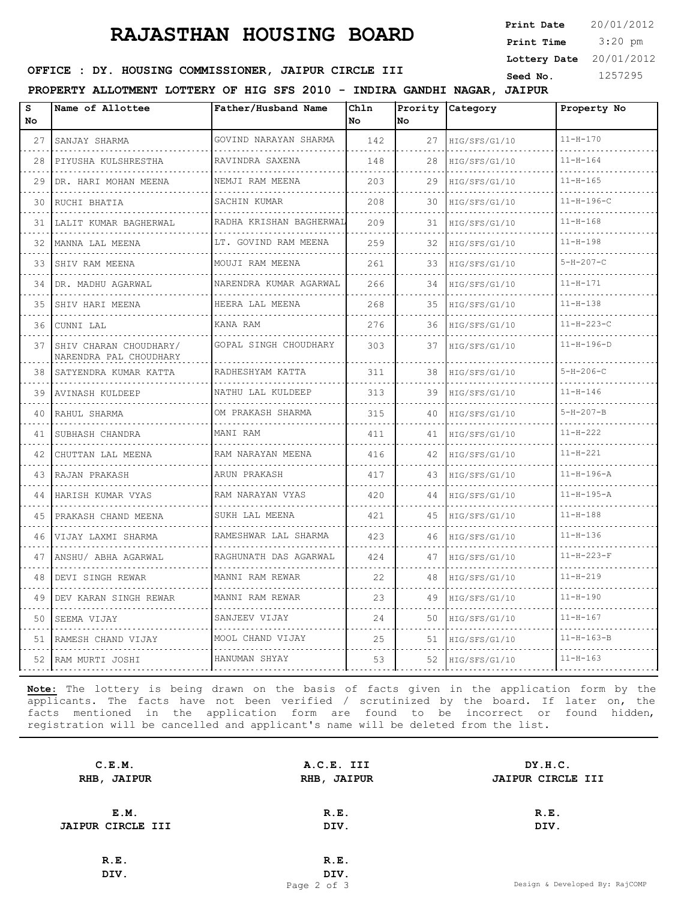# RAJASTHAN HOUSING BOARD

**Print Date** 20/01/2012
**Print Time** 3:20 pm
**Lottery Date** 20/01/2012
**Seed No.** 1257295

**OFFICE : DY. HOUSING COMMISSIONER, JAIPUR CIRCLE III**

**PROPERTY ALLOTMENT LOTTERY OF HIG SFS 2010 - INDIRA GANDHI NAGAR, JAIPUR**

| S No | Name of Allottee | Father/Husband Name | Chln No | Prority No | Category | Property No |
|---|---|---|---|---|---|---|
| 27 | SANJAY SHARMA | GOVIND NARAYAN SHARMA | 142 | 27 | HIG/SFS/G1/10 | 11-H-170 |
| 28 | PIYUSHA KULSHRESTHA | RAVINDRA SAXENA | 148 | 28 | HIG/SFS/G1/10 | 11-H-164 |
| 29 | DR. HARI MOHAN MEENA | NEMJI RAM MEENA | 203 | 29 | HIG/SFS/G1/10 | 11-H-165 |
| 30 | RUCHI BHATIA | SACHIN KUMAR | 208 | 30 | HIG/SFS/G1/10 | 11-H-196-C |
| 31 | LALIT KUMAR BAGHERWAL | RADHA KRISHAN BAGHERWAL | 209 | 31 | HIG/SFS/G1/10 | 11-H-168 |
| 32 | MANNA LAL MEENA | LT. GOVIND RAM MEENA | 259 | 32 | HIG/SFS/G1/10 | 11-H-198 |
| 33 | SHIV RAM MEENA | MOUJI RAM MEENA | 261 | 33 | HIG/SFS/G1/10 | 5-H-207-C |
| 34 | DR. MADHU AGARWAL | NARENDRA KUMAR AGARWAL | 266 | 34 | HIG/SFS/G1/10 | 11-H-171 |
| 35 | SHIV HARI MEENA | HEERA LAL MEENA | 268 | 35 | HIG/SFS/G1/10 | 11-H-138 |
| 36 | CUNNI LAL | KANA RAM | 276 | 36 | HIG/SFS/G1/10 | 11-H-223-C |
| 37 | SHIV CHARAN CHOUDHARY/ NARENDRA PAL CHOUDHARY | GOPAL SINGH CHOUDHARY | 303 | 37 | HIG/SFS/G1/10 | 11-H-196-D |
| 38 | SATYENDRA KUMAR KATTA | RADHESHYAM KATTA | 311 | 38 | HIG/SFS/G1/10 | 5-H-206-C |
| 39 | AVINASH KULDEEP | NATHU LAL KULDEEP | 313 | 39 | HIG/SFS/G1/10 | 11-H-146 |
| 40 | RAHUL SHARMA | OM PRAKASH SHARMA | 315 | 40 | HIG/SFS/G1/10 | 5-H-207-B |
| 41 | SUBHASH CHANDRA | MANI RAM | 411 | 41 | HIG/SFS/G1/10 | 11-H-222 |
| 42 | CHUTTAN LAL MEENA | RAM NARAYAN MEENA | 416 | 42 | HIG/SFS/G1/10 | 11-H-221 |
| 43 | RAJAN PRAKASH | ARUN PRAKASH | 417 | 43 | HIG/SFS/G1/10 | 11-H-196-A |
| 44 | HARISH KUMAR VYAS | RAM NARAYAN VYAS | 420 | 44 | HIG/SFS/G1/10 | 11-H-195-A |
| 45 | PRAKASH CHAND MEENA | SUKH LAL MEENA | 421 | 45 | HIG/SFS/G1/10 | 11-H-188 |
| 46 | VIJAY LAXMI SHARMA | RAMESHWAR LAL SHARMA | 423 | 46 | HIG/SFS/G1/10 | 11-H-136 |
| 47 | ANSHU/ ABHA AGARWAL | RAGHUNATH DAS AGARWAL | 424 | 47 | HIG/SFS/G1/10 | 11-H-223-F |
| 48 | DEVI SINGH REWAR | MANNI RAM REWAR | 22 | 48 | HIG/SFS/G1/10 | 11-H-219 |
| 49 | DEV KARAN SINGH REWAR | MANNI RAM REWAR | 23 | 49 | HIG/SFS/G1/10 | 11-H-190 |
| 50 | SEEMA VIJAY | SANJEEV VIJAY | 24 | 50 | HIG/SFS/G1/10 | 11-H-167 |
| 51 | RAMESH CHAND VIJAY | MOOL CHAND VIJAY | 25 | 51 | HIG/SFS/G1/10 | 11-H-163-B |
| 52 | RAM MURTI JOSHI | HANUMAN SHYAY | 53 | 52 | HIG/SFS/G1/10 | 11-H-163 |

**Note:** The lottery is being drawn on the basis of facts given in the application form by the applicants. The facts have not been verified / scrutinized by the board. If later on, the facts mentioned in the application form are found to be incorrect or found hidden, registration will be cancelled and applicant's name will be deleted from the list.

| | | |
|---|---|---|
| **C.E.M.** **RHB, JAIPUR** | **A.C.E. III** **RHB, JAIPUR** | **DY.H.C.** **JAIPUR CIRCLE III** |
| **E.M.** **JAIPUR CIRCLE III** | **R.E.** **DIV.** | **R.E.** **DIV.** |
| **R.E.** **DIV.** | **R.E.** **DIV.** | |

Design & Developed By: RajCOMP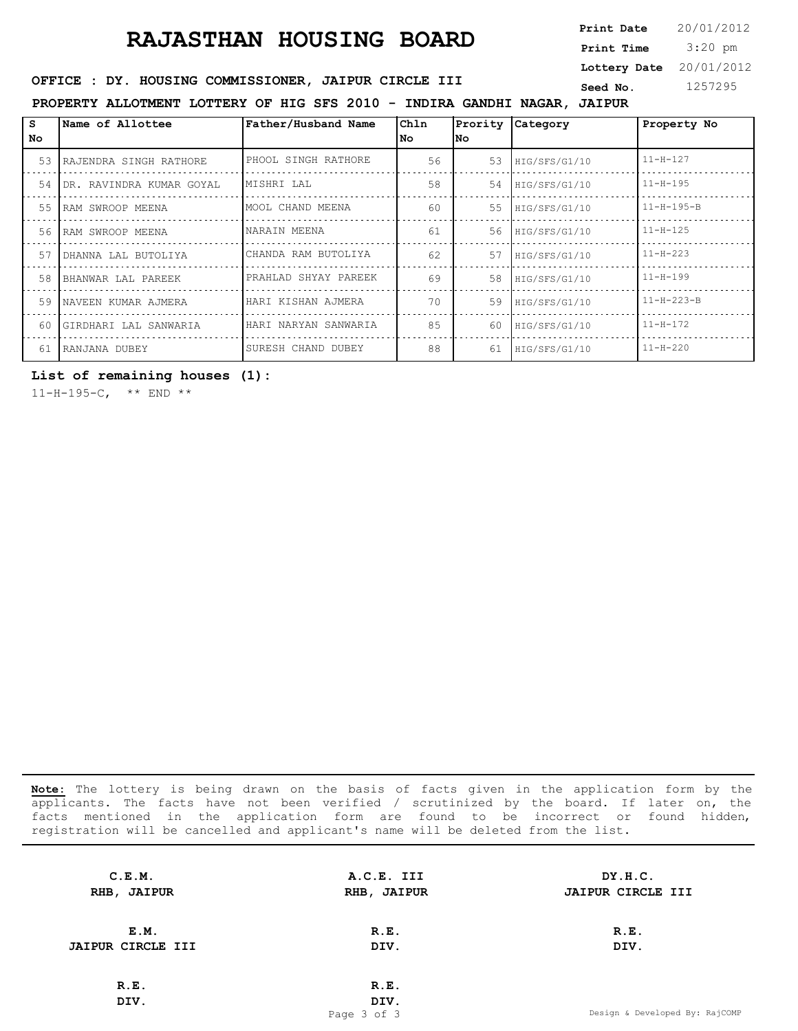# RAJASTHAN HOUSING BOARD

**Print Date** 20/01/2012
**Print Time** 3:20 pm
**Lottery Date** 20/01/2012
**Seed No.** 1257295

**OFFICE : DY. HOUSING COMMISSIONER, JAIPUR CIRCLE III**

**PROPERTY ALLOTMENT LOTTERY OF HIG SFS 2010 - INDIRA GANDHI NAGAR, JAIPUR**

| S No | Name of Allottee | Father/Husband Name | Chln No | Prority No | Category | Property No |
|---|---|---|---|---|---|---|
| 53 | RAJENDRA SINGH RATHORE | PHOOL SINGH RATHORE | 56 | 53 | HIG/SFS/G1/10 | 11-H-127 |
| 54 | DR. RAVINDRA KUMAR GOYAL | MISHRI LAL | 58 | 54 | HIG/SFS/G1/10 | 11-H-195 |
| 55 | RAM SWROOP MEENA | MOOL CHAND MEENA | 60 | 55 | HIG/SFS/G1/10 | 11-H-195-B |
| 56 | RAM SWROOP MEENA | NARAIN MEENA | 61 | 56 | HIG/SFS/G1/10 | 11-H-125 |
| 57 | DHANNA LAL BUTOLIYA | CHANDA RAM BUTOLIYA | 62 | 57 | HIG/SFS/G1/10 | 11-H-223 |
| 58 | BHANWAR LAL PAREEK | PRAHLAD SHYAY PAREEK | 69 | 58 | HIG/SFS/G1/10 | 11-H-199 |
| 59 | NAVEEN KUMAR AJMERA | HARI KISHAN AJMERA | 70 | 59 | HIG/SFS/G1/10 | 11-H-223-B |
| 60 | GIRDHARI LAL SANWARIA | HARI NARYAN SANWARIA | 85 | 60 | HIG/SFS/G1/10 | 11-H-172 |
| 61 | RANJANA DUBEY | SURESH CHAND DUBEY | 88 | 61 | HIG/SFS/G1/10 | 11-H-220 |

**List of remaining houses (1):**

11-H-195-C, ** END **

**Note:** The lottery is being drawn on the basis of facts given in the application form by the applicants. The facts have not been verified / scrutinized by the board. If later on, the facts mentioned in the application form are found to be incorrect or found hidden, registration will be cancelled and applicant's name will be deleted from the list.

| | | |
|---|---|---|
| **C.E.M.** **RHB, JAIPUR** | **A.C.E. III** **RHB, JAIPUR** | **DY.H.C.** **JAIPUR CIRCLE III** |
| **E.M.** **JAIPUR CIRCLE III** | **R.E.** **DIV.** | **R.E.** **DIV.** |
| **R.E.** **DIV.** | **R.E.** **DIV.** | |

Design & Developed By: RajCOMP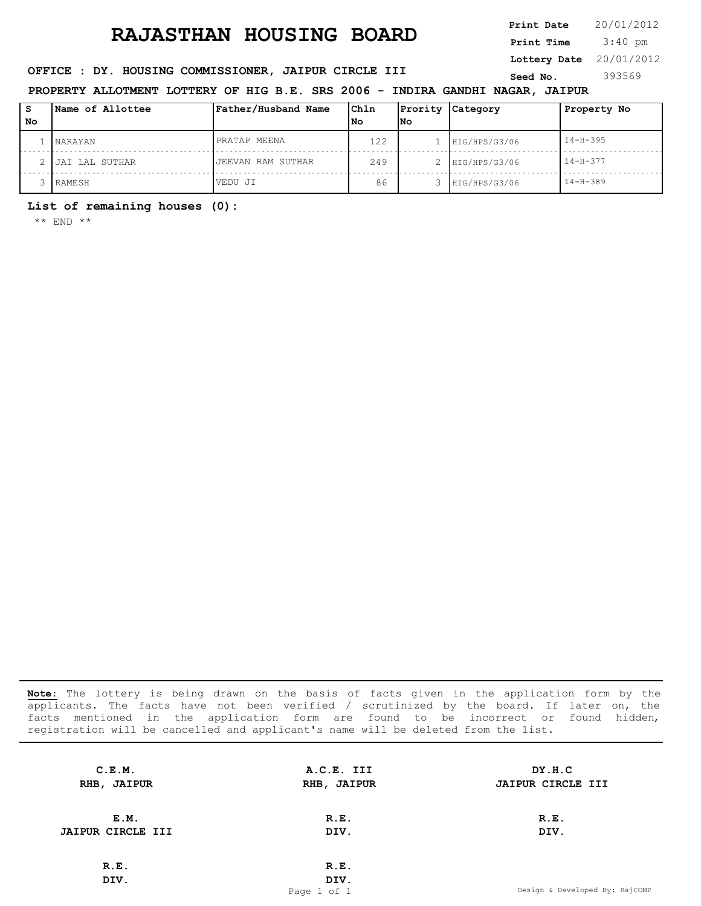# RAJASTHAN HOUSING BOARD

**Print Date** 20/01/2012
**Print Time** 3:40 pm
**Lottery Date** 20/01/2012
**Seed No.** 393569

**OFFICE : DY. HOUSING COMMISSIONER, JAIPUR CIRCLE III**

**PROPERTY ALLOTMENT LOTTERY OF HIG B.E. SRS 2006 - INDIRA GANDHI NAGAR, JAIPUR**

| S No | Name of Allottee | Father/Husband Name | Chln No | Prority No | Category | Property No |
|---|---|---|---|---|---|---|
| 1 | NARAYAN | PRATAP MEENA | 122 | 1 | HIG/HPS/G3/06 | 14-H-395 |
| 2 | JAI LAL SUTHAR | JEEVAN RAM SUTHAR | 249 | 2 | HIG/HPS/G3/06 | 14-H-377 |
| 3 | RAMESH | VEDU JI | 86 | 3 | HIG/HPS/G3/06 | 14-H-389 |

**List of remaining houses (0):**

** END **

**Note:** The lottery is being drawn on the basis of facts given in the application form by the applicants. The facts have not been verified / scrutinized by the board. If later on, the facts mentioned in the application form are found to be incorrect or found hidden, registration will be cancelled and applicant's name will be deleted from the list.

| | | |
|---|---|---|
| **C.E.M.** **RHB, JAIPUR** | **A.C.E. III** **RHB, JAIPUR** | **DY.H.C** **JAIPUR CIRCLE III** |
| **E.M.** **JAIPUR CIRCLE III** | **R.E.** **DIV.** | **R.E.** **DIV.** |
| **R.E.** **DIV.** | **R.E.** **DIV.** | |

Design & Developed By: RajCOMP